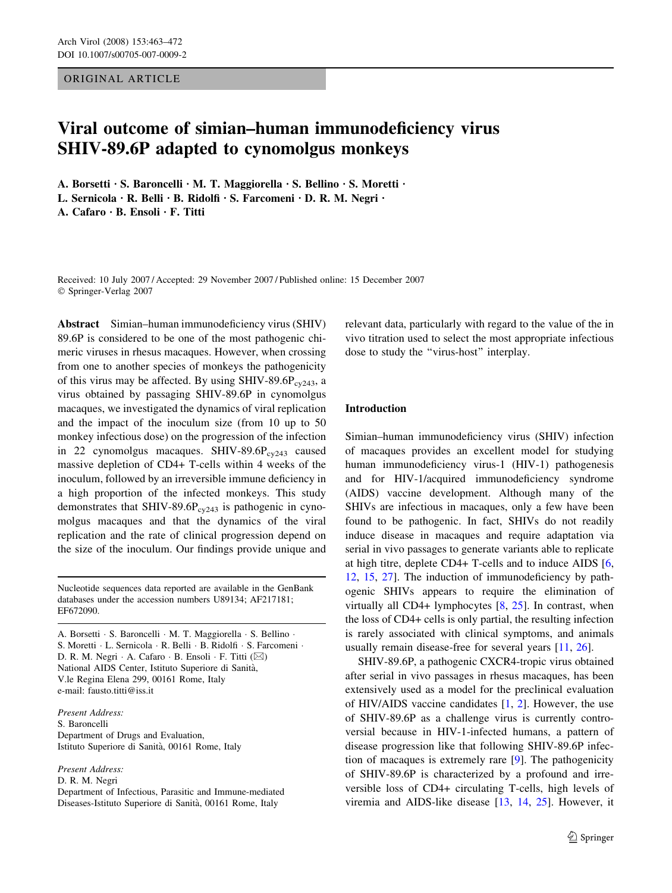ORIGINAL ARTICLE

# Viral outcome of simian–human immunodeficiency virus SHIV-89.6P adapted to cynomolgus monkeys

A. Borsetti · S. Baroncelli · M. T. Maggiorella · S. Bellino · S. Moretti · L. Sernicola · R. Belli · B. Ridolfi · S. Farcomeni · D. R. M. Negri · A. Cafaro · B. Ensoli · F. Titti

Received: 10 July 2007 / Accepted: 29 November 2007 / Published online: 15 December 2007
© Springer-Verlag 2007

**Abstract** Simian–human immunodeficiency virus (SHIV) 89.6P is considered to be one of the most pathogenic chimeric viruses in rhesus macaques. However, when crossing from one to another species of monkeys the pathogenicity of this virus may be affected. By using SHIV-89.6$P_{cy243}$, a virus obtained by passaging SHIV-89.6P in cynomolgus macaques, we investigated the dynamics of viral replication and the impact of the inoculum size (from 10 up to 50 monkey infectious dose) on the progression of the infection in 22 cynomolgus macaques. SHIV-89.6$P_{cy243}$ caused massive depletion of CD4+ T-cells within 4 weeks of the inoculum, followed by an irreversible immune deficiency in a high proportion of the infected monkeys. This study demonstrates that SHIV-89.6$P_{cy243}$ is pathogenic in cynomolgus macaques and that the dynamics of the viral replication and the rate of clinical progression depend on the size of the inoculum. Our findings provide unique and relevant data, particularly with regard to the value of the in vivo titration used to select the most appropriate infectious dose to study the "virus-host" interplay.

Nucleotide sequences data reported are available in the GenBank databases under the accession numbers U89134; AF217181; EF672090.

A. Borsetti · S. Baroncelli · M. T. Maggiorella · S. Bellino · S. Moretti · L. Sernicola · R. Belli · B. Ridolfi · S. Farcomeni · D. R. M. Negri · A. Cafaro · B. Ensoli · F. Titti (✉)
National AIDS Center, Istituto Superiore di Sanità, V.le Regina Elena 299, 00161 Rome, Italy
e-mail: fausto.titti@iss.it

*Present Address:*
S. Baroncelli
Department of Drugs and Evaluation, Istituto Superiore di Sanità, 00161 Rome, Italy

*Present Address:*
D. R. M. Negri
Department of Infectious, Parasitic and Immune-mediated Diseases-Istituto Superiore di Sanità, 00161 Rome, Italy

## Introduction

Simian–human immunodeficiency virus (SHIV) infection of macaques provides an excellent model for studying human immunodeficiency virus-1 (HIV-1) pathogenesis and for HIV-1/acquired immunodeficiency syndrome (AIDS) vaccine development. Although many of the SHIVs are infectious in macaques, only a few have been found to be pathogenic. In fact, SHIVs do not readily induce disease in macaques and require adaptation via serial in vivo passages to generate variants able to replicate at high titre, deplete CD4+ T-cells and to induce AIDS [6, 12, 15, 27]. The induction of immunodeficiency by pathogenic SHIVs appears to require the elimination of virtually all CD4+ lymphocytes [8, 25]. In contrast, when the loss of CD4+ cells is only partial, the resulting infection is rarely associated with clinical symptoms, and animals usually remain disease-free for several years [11, 26].

SHIV-89.6P, a pathogenic CXCR4-tropic virus obtained after serial in vivo passages in rhesus macaques, has been extensively used as a model for the preclinical evaluation of HIV/AIDS vaccine candidates [1, 2]. However, the use of SHIV-89.6P as a challenge virus is currently controversial because in HIV-1-infected humans, a pattern of disease progression like that following SHIV-89.6P infection of macaques is extremely rare [9]. The pathogenicity of SHIV-89.6P is characterized by a profound and irreversible loss of CD4+ circulating T-cells, high levels of viremia and AIDS-like disease [13, 14, 25]. However, it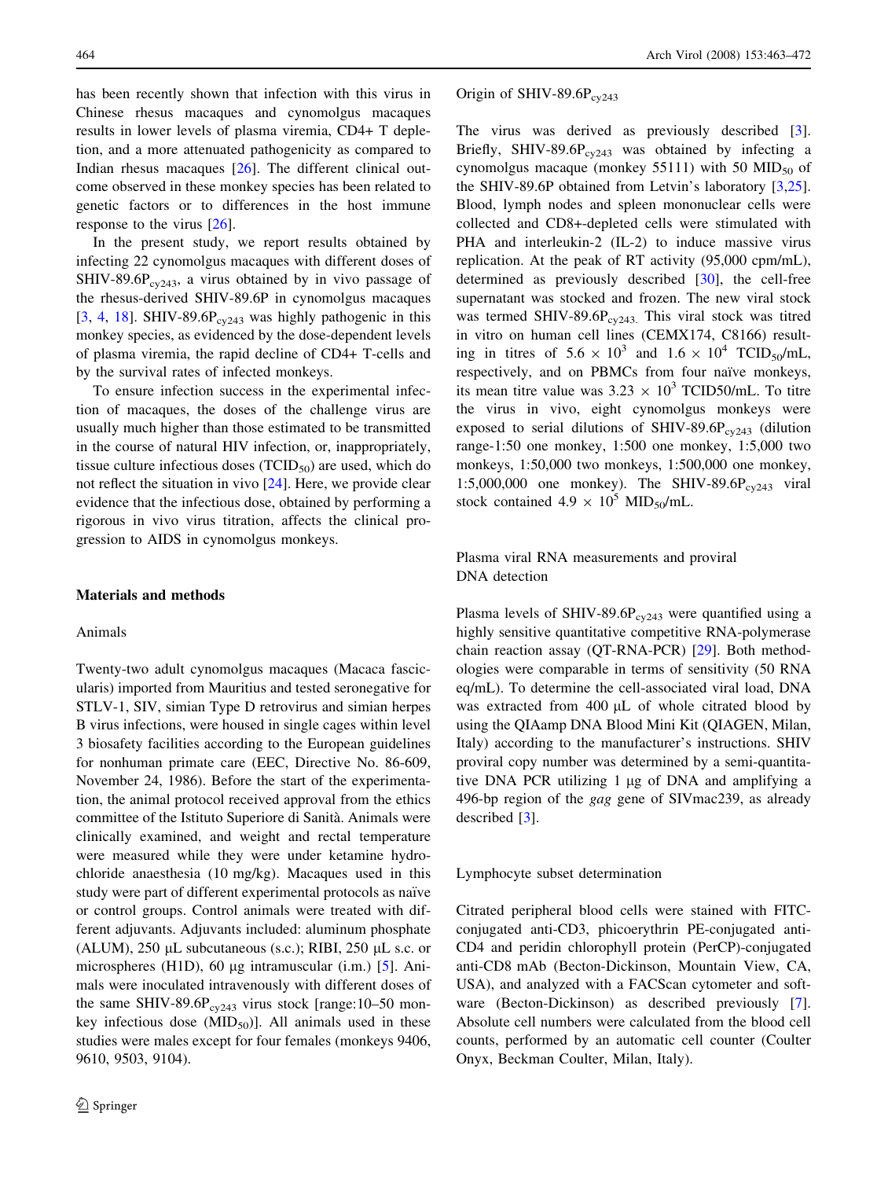has been recently shown that infection with this virus in Chinese rhesus macaques and cynomolgus macaques results in lower levels of plasma viremia, CD4+ T depletion, and a more attenuated pathogenicity as compared to Indian rhesus macaques [26]. The different clinical outcome observed in these monkey species has been related to genetic factors or to differences in the host immune response to the virus [26].

In the present study, we report results obtained by infecting 22 cynomolgus macaques with different doses of SHIV-89.6P$_{cy243}$, a virus obtained by in vivo passage of the rhesus-derived SHIV-89.6P in cynomolgus macaques [3, 4, 18]. SHIV-89.6P$_{cy243}$ was highly pathogenic in this monkey species, as evidenced by the dose-dependent levels of plasma viremia, the rapid decline of CD4+ T-cells and by the survival rates of infected monkeys.

To ensure infection success in the experimental infection of macaques, the doses of the challenge virus are usually much higher than those estimated to be transmitted in the course of natural HIV infection, or, inappropriately, tissue culture infectious doses (TCID$_{50}$) are used, which do not reflect the situation in vivo [24]. Here, we provide clear evidence that the infectious dose, obtained by performing a rigorous in vivo virus titration, affects the clinical progression to AIDS in cynomolgus monkeys.

## Materials and methods

### Animals

Twenty-two adult cynomolgus macaques (Macaca fascicularis) imported from Mauritius and tested seronegative for STLV-1, SIV, simian Type D retrovirus and simian herpes B virus infections, were housed in single cages within level 3 biosafety facilities according to the European guidelines for nonhuman primate care (EEC, Directive No. 86-609, November 24, 1986). Before the start of the experimentation, the animal protocol received approval from the ethics committee of the Istituto Superiore di Sanità. Animals were clinically examined, and weight and rectal temperature were measured while they were under ketamine hydrochloride anaesthesia (10 mg/kg). Macaques used in this study were part of different experimental protocols as naïve or control groups. Control animals were treated with different adjuvants. Adjuvants included: aluminum phosphate (ALUM), 250 μL subcutaneous (s.c.); RIBI, 250 μL s.c. or microspheres (H1D), 60 μg intramuscular (i.m.) [5]. Animals were inoculated intravenously with different doses of the same SHIV-89.6P$_{cy243}$ virus stock [range:10–50 monkey infectious dose (MID$_{50}$)]. All animals used in these studies were males except for four females (monkeys 9406, 9610, 9503, 9104).

### Origin of SHIV-89.6P$_{cy243}$

The virus was derived as previously described [3]. Briefly, SHIV-89.6P$_{cy243}$ was obtained by infecting a cynomolgus macaque (monkey 55111) with 50 MID$_{50}$ of the SHIV-89.6P obtained from Letvin's laboratory [3,25]. Blood, lymph nodes and spleen mononuclear cells were collected and CD8+-depleted cells were stimulated with PHA and interleukin-2 (IL-2) to induce massive virus replication. At the peak of RT activity (95,000 cpm/mL), determined as previously described [30], the cell-free supernatant was stocked and frozen. The new viral stock was termed SHIV-89.6P$_{cy243.}$ This viral stock was titred in vitro on human cell lines (CEMX174, C8166) resulting in titres of $5.6 \times 10^3$ and $1.6 \times 10^4$ TCID$_{50}$/mL, respectively, and on PBMCs from four naïve monkeys, its mean titre value was $3.23 \times 10^3$ TCID50/mL. To titre the virus in vivo, eight cynomolgus monkeys were exposed to serial dilutions of SHIV-89.6P$_{cy243}$ (dilution range-1:50 one monkey, 1:500 one monkey, 1:5,000 two monkeys, 1:50,000 two monkeys, 1:500,000 one monkey, 1:5,000,000 one monkey). The SHIV-89.6P$_{cy243}$ viral stock contained $4.9 \times 10^5$ MID$_{50}$/mL.

### Plasma viral RNA measurements and proviral DNA detection

Plasma levels of SHIV-89.6P$_{cy243}$ were quantified using a highly sensitive quantitative competitive RNA-polymerase chain reaction assay (QT-RNA-PCR) [29]. Both methodologies were comparable in terms of sensitivity (50 RNA eq/mL). To determine the cell-associated viral load, DNA was extracted from 400 μL of whole citrated blood by using the QIAamp DNA Blood Mini Kit (QIAGEN, Milan, Italy) according to the manufacturer's instructions. SHIV proviral copy number was determined by a semi-quantitative DNA PCR utilizing 1 μg of DNA and amplifying a 496-bp region of the *gag* gene of SIVmac239, as already described [3].

### Lymphocyte subset determination

Citrated peripheral blood cells were stained with FITC-conjugated anti-CD3, phicoerythrin PE-conjugated anti-CD4 and peridin chlorophyll protein (PerCP)-conjugated anti-CD8 mAb (Becton-Dickinson, Mountain View, CA, USA), and analyzed with a FACScan cytometer and software (Becton-Dickinson) as described previously [7]. Absolute cell numbers were calculated from the blood cell counts, performed by an automatic cell counter (Coulter Onyx, Beckman Coulter, Milan, Italy).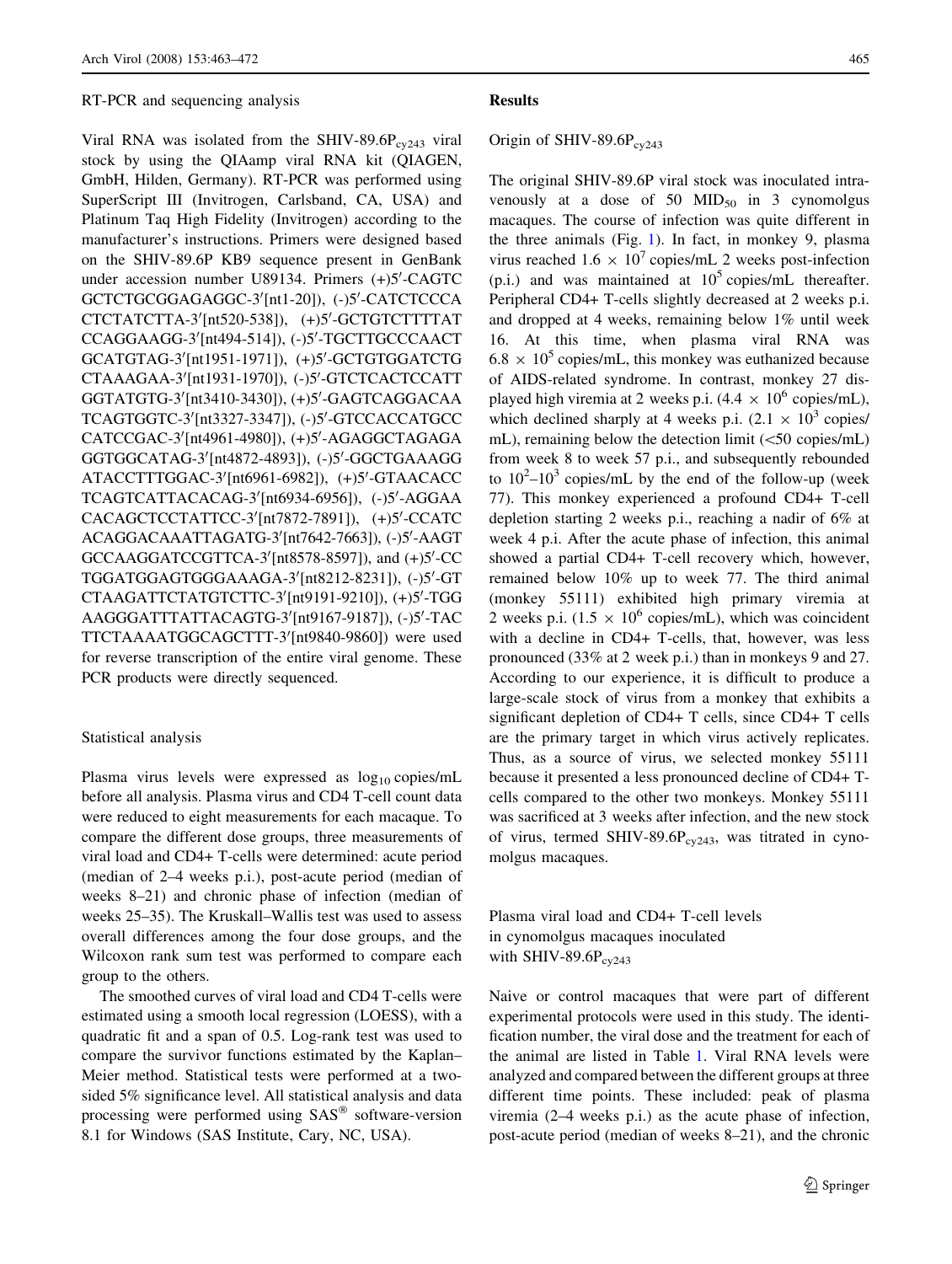### RT-PCR and sequencing analysis

Viral RNA was isolated from the SHIV-89.6P$_{cy243}$ viral stock by using the QIAamp viral RNA kit (QIAGEN, GmbH, Hilden, Germany). RT-PCR was performed using SuperScript III (Invitrogen, Carlsband, CA, USA) and Platinum Taq High Fidelity (Invitrogen) according to the manufacturer's instructions. Primers were designed based on the SHIV-89.6P KB9 sequence present in GenBank under accession number U89134. Primers (+)5′-CAGTCGCTCTGCGGAGAGGC-3′[nt1-20]), (-)5′-CATCTCCCACTCTATCTTA-3′[nt520-538]), (+)5′-GCTGTCTTTTATCCAGGAAGG-3′[nt494-514]), (-)5′-TGCTTGCCCAACTGCATGTAG-3′[nt1951-1971]), (+)5′-GCTGTGGATCTGCTAAAGAA-3′[nt1931-1970]), (-)5′-GTCTCACTCCATTGGTATGTG-3′[nt3410-3430]), (+)5′-GAGTCAGGACAATCAGTGGTC-3′[nt3327-3347]), (-)5′-GTCCACCATGCCCATCCGAC-3′[nt4961-4980]), (+)5′-AGAGGCTAGAGAGGTGGCATAG-3′[nt4872-4893]), (-)5′-GGCTGAAAGGATACCTTTGGAC-3′[nt6961-6982]), (+)5′-GTAACACCTCAGTCATTACACAG-3′[nt6934-6956]), (-)5′-AGGAACACAGCTCCTATTCC-3′[nt7872-7891]), (+)5′-CCATCACAGGACAAATTAGATG-3′[nt7642-7663]), (-)5′-AAGTGCCAAGGATCCGTTCA-3′[nt8578-8597]), and (+)5′-CCTGGATGGAGTGGGAAAGA-3′[nt8212-8231]), (-)5′-GTCTAAGATTCTATGTCTTC-3′[nt9191-9210]), (+)5′-TGGAAGGGATTTATTACAGTG-3′[nt9167-9187]), (-)5′-TACTTCTAAAATGGCAGCTTT-3′[nt9840-9860]) were used for reverse transcription of the entire viral genome. These PCR products were directly sequenced.

### Statistical analysis

Plasma virus levels were expressed as $\log_{10}$ copies/mL before all analysis. Plasma virus and CD4 T-cell count data were reduced to eight measurements for each macaque. To compare the different dose groups, three measurements of viral load and CD4+ T-cells were determined: acute period (median of 2–4 weeks p.i.), post-acute period (median of weeks 8–21) and chronic phase of infection (median of weeks 25–35). The Kruskall–Wallis test was used to assess overall differences among the four dose groups, and the Wilcoxon rank sum test was performed to compare each group to the others.

The smoothed curves of viral load and CD4 T-cells were estimated using a smooth local regression (LOESS), with a quadratic fit and a span of 0.5. Log-rank test was used to compare the survivor functions estimated by the Kaplan–Meier method. Statistical tests were performed at a two-sided 5% significance level. All statistical analysis and data processing were performed using SAS® software-version 8.1 for Windows (SAS Institute, Cary, NC, USA).

## Results

### Origin of SHIV-89.6P$_{cy243}$

The original SHIV-89.6P viral stock was inoculated intravenously at a dose of 50 MID$_{50}$ in 3 cynomolgus macaques. The course of infection was quite different in the three animals (Fig. 1). In fact, in monkey 9, plasma virus reached $1.6 \times 10^7$ copies/mL 2 weeks post-infection (p.i.) and was maintained at $10^5$ copies/mL thereafter. Peripheral CD4+ T-cells slightly decreased at 2 weeks p.i. and dropped at 4 weeks, remaining below 1% until week 16. At this time, when plasma viral RNA was $6.8 \times 10^5$ copies/mL, this monkey was euthanized because of AIDS-related syndrome. In contrast, monkey 27 displayed high viremia at 2 weeks p.i. ($4.4 \times 10^6$ copies/mL), which declined sharply at 4 weeks p.i. ($2.1 \times 10^3$ copies/mL), remaining below the detection limit (<50 copies/mL) from week 8 to week 57 p.i., and subsequently rebounded to $10^2$–$10^3$ copies/mL by the end of the follow-up (week 77). This monkey experienced a profound CD4+ T-cell depletion starting 2 weeks p.i., reaching a nadir of 6% at week 4 p.i. After the acute phase of infection, this animal showed a partial CD4+ T-cell recovery which, however, remained below 10% up to week 77. The third animal (monkey 55111) exhibited high primary viremia at 2 weeks p.i. ($1.5 \times 10^6$ copies/mL), which was coincident with a decline in CD4+ T-cells, that, however, was less pronounced (33% at 2 week p.i.) than in monkeys 9 and 27. According to our experience, it is difficult to produce a large-scale stock of virus from a monkey that exhibits a significant depletion of CD4+ T cells, since CD4+ T cells are the primary target in which virus actively replicates. Thus, as a source of virus, we selected monkey 55111 because it presented a less pronounced decline of CD4+ T-cells compared to the other two monkeys. Monkey 55111 was sacrificed at 3 weeks after infection, and the new stock of virus, termed SHIV-89.6P$_{cy243}$, was titrated in cynomolgus macaques.

### Plasma viral load and CD4+ T-cell levels in cynomolgus macaques inoculated with SHIV-89.6P$_{cy243}$

Naive or control macaques that were part of different experimental protocols were used in this study. The identification number, the viral dose and the treatment for each of the animal are listed in Table 1. Viral RNA levels were analyzed and compared between the different groups at three different time points. These included: peak of plasma viremia (2–4 weeks p.i.) as the acute phase of infection, post-acute period (median of weeks 8–21), and the chronic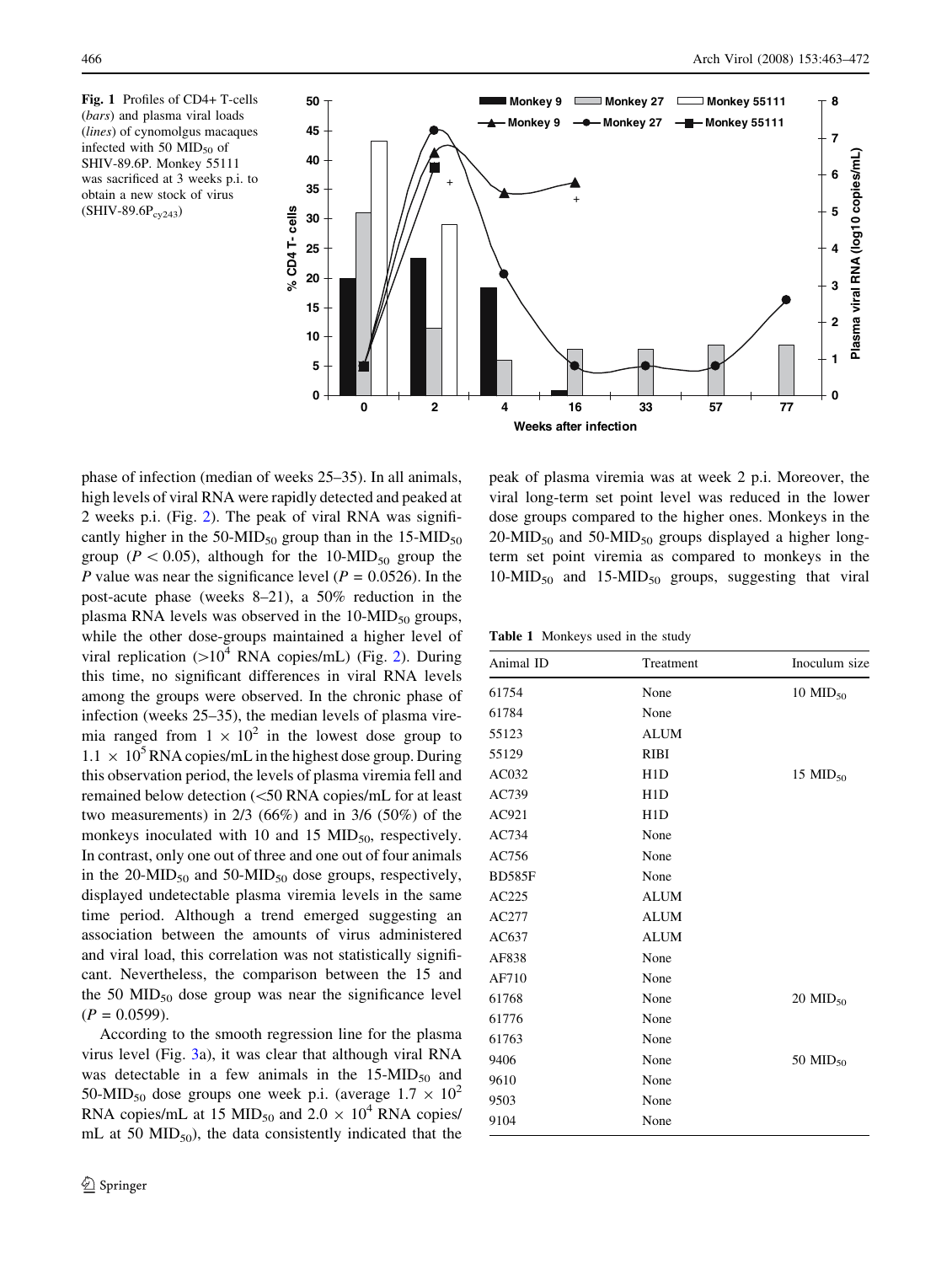Fig. 1 Profiles of CD4+ T-cells (*bars*) and plasma viral loads (*lines*) of cynomolgus macaques infected with 50 $MID_{50}$ of SHIV-89.6P. Monkey 55111 was sacrificed at 3 weeks p.i. to obtain a new stock of virus (SHIV-89.6$P_{cy243}$)

phase of infection (median of weeks 25–35). In all animals, high levels of viral RNA were rapidly detected and peaked at 2 weeks p.i. (Fig. 2). The peak of viral RNA was significantly higher in the 50-$MID_{50}$ group than in the 15-$MID_{50}$ group ($P < 0.05$), although for the 10-$MID_{50}$ group the $P$ value was near the significance level ($P = 0.0526$). In the post-acute phase (weeks 8–21), a 50% reduction in the plasma RNA levels was observed in the 10-$MID_{50}$ groups, while the other dose-groups maintained a higher level of viral replication ($>10^4$ RNA copies/mL) (Fig. 2). During this time, no significant differences in viral RNA levels among the groups were observed. In the chronic phase of infection (weeks 25–35), the median levels of plasma viremia ranged from $1 \times 10^2$ in the lowest dose group to $1.1 \times 10^5$ RNA copies/mL in the highest dose group. During this observation period, the levels of plasma viremia fell and remained below detection (<50 RNA copies/mL for at least two measurements) in 2/3 (66%) and in 3/6 (50%) of the monkeys inoculated with 10 and 15 $MID_{50}$, respectively. In contrast, only one out of three and one out of four animals in the 20-$MID_{50}$ and 50-$MID_{50}$ dose groups, respectively, displayed undetectable plasma viremia levels in the same time period. Although a trend emerged suggesting an association between the amounts of virus administered and viral load, this correlation was not statistically significant. Nevertheless, the comparison between the 15 and the 50 $MID_{50}$ dose group was near the significance level ($P = 0.0599$).

According to the smooth regression line for the plasma virus level (Fig. 3a), it was clear that although viral RNA was detectable in a few animals in the 15-$MID_{50}$ and 50-$MID_{50}$ dose groups one week p.i. (average $1.7 \times 10^2$ RNA copies/mL at 15 $MID_{50}$ and $2.0 \times 10^4$ RNA copies/mL at 50 $MID_{50}$), the data consistently indicated that the peak of plasma viremia was at week 2 p.i. Moreover, the viral long-term set point level was reduced in the lower dose groups compared to the higher ones. Monkeys in the 20-$MID_{50}$ and 50-$MID_{50}$ groups displayed a higher long-term set point viremia as compared to monkeys in the 10-$MID_{50}$ and 15-$MID_{50}$ groups, suggesting that viral

**Table 1** Monkeys used in the study

| Animal ID | Treatment | Inoculum size |
|---|---|---|
| 61754 | None | 10 $MID_{50}$ |
| 61784 | None | |
| 55123 | ALUM | |
| 55129 | RIBI | |
| AC032 | H1D | 15 $MID_{50}$ |
| AC739 | H1D | |
| AC921 | H1D | |
| AC734 | None | |
| AC756 | None | |
| BD585F | None | |
| AC225 | ALUM | |
| AC277 | ALUM | |
| AC637 | ALUM | |
| AF838 | None | |
| AF710 | None | |
| 61768 | None | 20 $MID_{50}$ |
| 61776 | None | |
| 61763 | None | |
| 9406 | None | 50 $MID_{50}$ |
| 9610 | None | |
| 9503 | None | |
| 9104 | None | |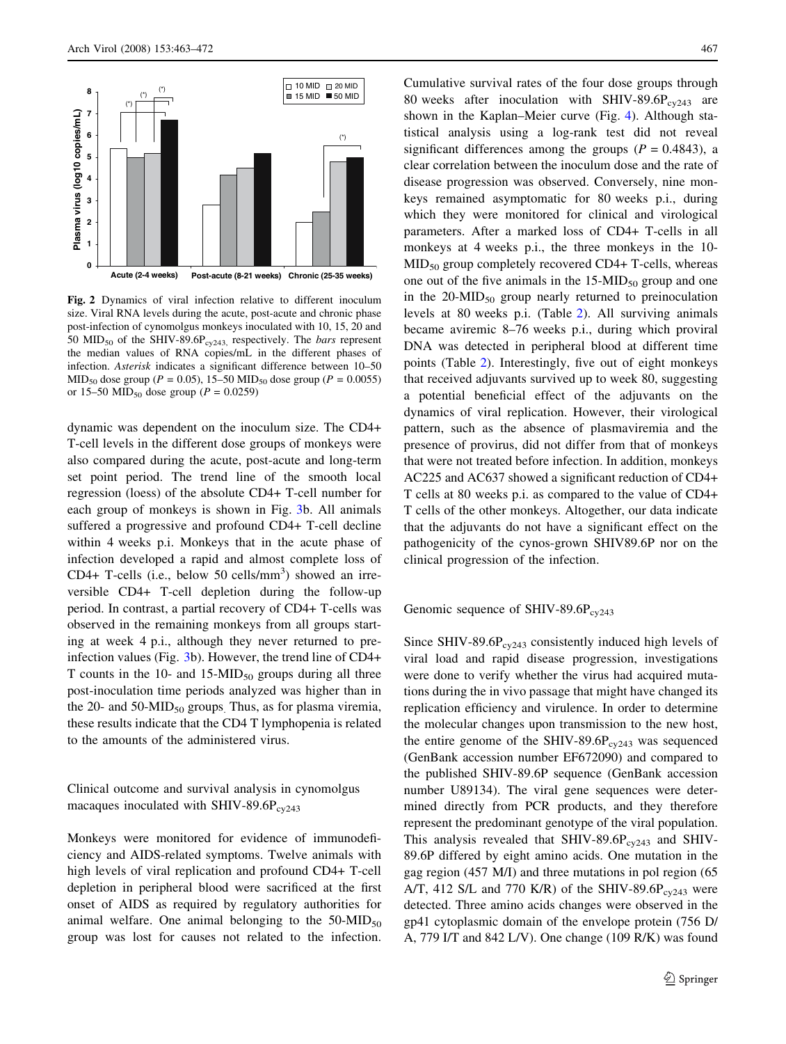**Fig. 2** Dynamics of viral infection relative to different inoculum size. Viral RNA levels during the acute, post-acute and chronic phase post-infection of cynomolgus monkeys inoculated with 10, 15, 20 and 50 $MID_{50}$ of the SHIV-89.6$P_{cy243}$, respectively. The *bars* represent the median values of RNA copies/mL in the different phases of infection. *Asterisk* indicates a significant difference between 10–50 $MID_{50}$ dose group ($P = 0.05$), 15–50 $MID_{50}$ dose group ($P = 0.0055$) or 15–50 $MID_{50}$ dose group ($P = 0.0259$)

dynamic was dependent on the inoculum size. The CD4+ T-cell levels in the different dose groups of monkeys were also compared during the acute, post-acute and long-term set point period. The trend line of the smooth local regression (loess) of the absolute CD4+ T-cell number for each group of monkeys is shown in Fig. 3b. All animals suffered a progressive and profound CD4+ T-cell decline within 4 weeks p.i. Monkeys that in the acute phase of infection developed a rapid and almost complete loss of CD4+ T-cells (i.e., below 50 cells/$mm^3$) showed an irreversible CD4+ T-cell depletion during the follow-up period. In contrast, a partial recovery of CD4+ T-cells was observed in the remaining monkeys from all groups starting at week 4 p.i., although they never returned to pre-infection values (Fig. 3b). However, the trend line of CD4+ T counts in the 10- and 15-$MID_{50}$ groups during all three post-inoculation time periods analyzed was higher than in the 20- and 50-$MID_{50}$ groups. Thus, as for plasma viremia, these results indicate that the CD4 T lymphopenia is related to the amounts of the administered virus.

## Clinical outcome and survival analysis in cynomolgus macaques inoculated with SHIV-89.6$P_{cy243}$

Monkeys were monitored for evidence of immunodeficiency and AIDS-related symptoms. Twelve animals with high levels of viral replication and profound CD4+ T-cell depletion in peripheral blood were sacrificed at the first onset of AIDS as required by regulatory authorities for animal welfare. One animal belonging to the 50-$MID_{50}$ group was lost for causes not related to the infection. Cumulative survival rates of the four dose groups through 80 weeks after inoculation with SHIV-89.6$P_{cy243}$ are shown in the Kaplan–Meier curve (Fig. 4). Although statistical analysis using a log-rank test did not reveal significant differences among the groups ($P = 0.4843$), a clear correlation between the inoculum dose and the rate of disease progression was observed. Conversely, nine monkeys remained asymptomatic for 80 weeks p.i., during which they were monitored for clinical and virological parameters. After a marked loss of CD4+ T-cells in all monkeys at 4 weeks p.i., the three monkeys in the 10-$MID_{50}$ group completely recovered CD4+ T-cells, whereas one out of the five animals in the 15-$MID_{50}$ group and one in the 20-$MID_{50}$ group nearly returned to preinoculation levels at 80 weeks p.i. (Table 2). All surviving animals became aviremic 8–76 weeks p.i., during which proviral DNA was detected in peripheral blood at different time points (Table 2). Interestingly, five out of eight monkeys that received adjuvants survived up to week 80, suggesting a potential beneficial effect of the adjuvants on the dynamics of viral replication. However, their virological pattern, such as the absence of plasmaviremia and the presence of provirus, did not differ from that of monkeys that were not treated before infection. In addition, monkeys AC225 and AC637 showed a significant reduction of CD4+ T cells at 80 weeks p.i. as compared to the value of CD4+ T cells of the other monkeys. Altogether, our data indicate that the adjuvants do not have a significant effect on the pathogenicity of the cynos-grown SHIV89.6P nor on the clinical progression of the infection.

## Genomic sequence of SHIV-89.6$P_{cy243}$

Since SHIV-89.6$P_{cy243}$ consistently induced high levels of viral load and rapid disease progression, investigations were done to verify whether the virus had acquired mutations during the in vivo passage that might have changed its replication efficiency and virulence. In order to determine the molecular changes upon transmission to the new host, the entire genome of the SHIV-89.6$P_{cy243}$ was sequenced (GenBank accession number EF672090) and compared to the published SHIV-89.6P sequence (GenBank accession number U89134). The viral gene sequences were determined directly from PCR products, and they therefore represent the predominant genotype of the viral population. This analysis revealed that SHIV-89.6$P_{cy243}$ and SHIV-89.6P differed by eight amino acids. One mutation in the gag region (457 M/I) and three mutations in pol region (65 A/T, 412 S/L and 770 K/R) of the SHIV-89.6$P_{cy243}$ were detected. Three amino acids changes were observed in the gp41 cytoplasmic domain of the envelope protein (756 D/A, 779 I/T and 842 L/V). One change (109 R/K) was found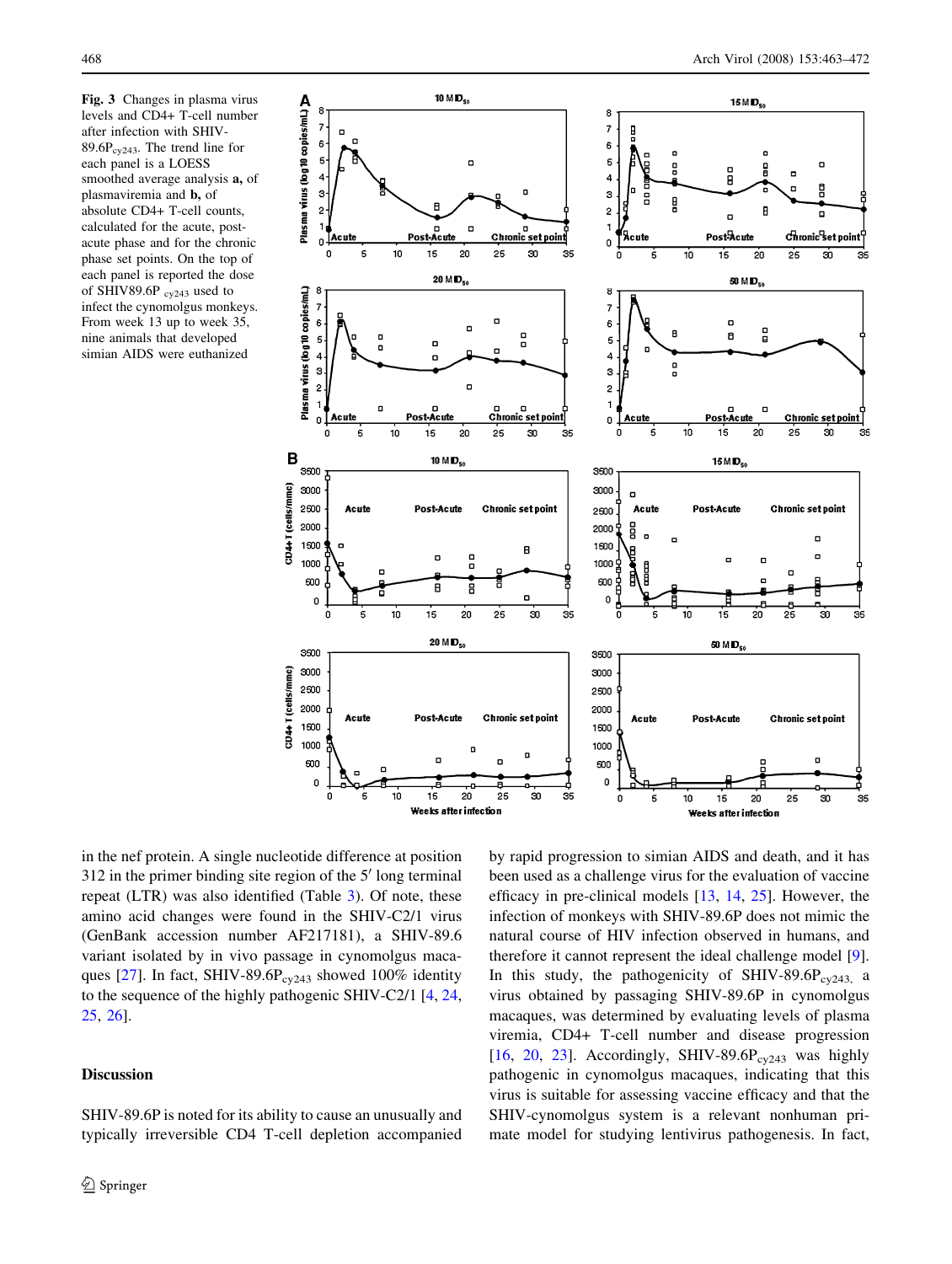Fig. 3 Changes in plasma virus levels and CD4+ T-cell number after infection with SHIV-89.6P$_{cy243}$. The trend line for each panel is a LOESS smoothed average analysis **a**, of plasmaviremia and **b**, of absolute CD4+ T-cell counts, calculated for the acute, post-acute phase and for the chronic phase set points. On the top of each panel is reported the dose of SHIV89.6P $_{cy243}$ used to infect the cynomolgus monkeys. From week 13 up to week 35, nine animals that developed simian AIDS were euthanized

in the nef protein. A single nucleotide difference at position 312 in the primer binding site region of the 5′ long terminal repeat (LTR) was also identified (Table 3). Of note, these amino acid changes were found in the SHIV-C2/1 virus (GenBank accession number AF217181), a SHIV-89.6 variant isolated by in vivo passage in cynomolgus macaques [27]. In fact, SHIV-89.6P$_{cy243}$ showed 100% identity to the sequence of the highly pathogenic SHIV-C2/1 [4, 24, 25, 26].

## Discussion

SHIV-89.6P is noted for its ability to cause an unusually and typically irreversible CD4 T-cell depletion accompanied by rapid progression to simian AIDS and death, and it has been used as a challenge virus for the evaluation of vaccine efficacy in pre-clinical models [13, 14, 25]. However, the infection of monkeys with SHIV-89.6P does not mimic the natural course of HIV infection observed in humans, and therefore it cannot represent the ideal challenge model [9]. In this study, the pathogenicity of SHIV-89.6P$_{cy243,}$ a virus obtained by passaging SHIV-89.6P in cynomolgus macaques, was determined by evaluating levels of plasma viremia, CD4+ T-cell number and disease progression [16, 20, 23]. Accordingly, SHIV-89.6P$_{cy243}$ was highly pathogenic in cynomolgus macaques, indicating that this virus is suitable for assessing vaccine efficacy and that the SHIV-cynomolgus system is a relevant nonhuman primate model for studying lentivirus pathogenesis. In fact,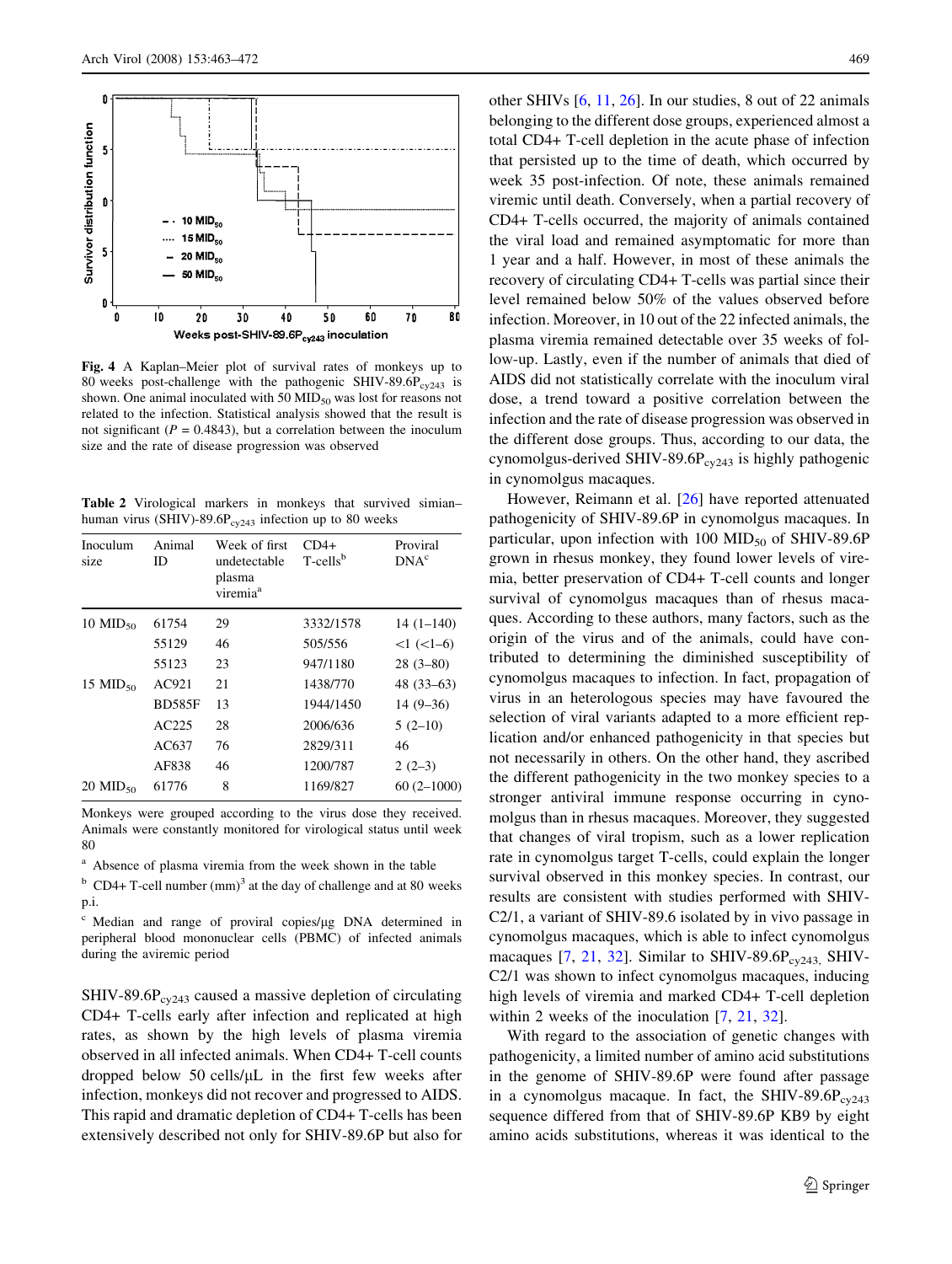**Fig. 4** A Kaplan–Meier plot of survival rates of monkeys up to 80 weeks post-challenge with the pathogenic SHIV-89.6P$_{cy243}$ is shown. One animal inoculated with 50 MID$_{50}$ was lost for reasons not related to the infection. Statistical analysis showed that the result is not significant ($P = 0.4843$), but a correlation between the inoculum size and the rate of disease progression was observed

**Table 2** Virological markers in monkeys that survived simian–human virus (SHIV)-89.6P$_{cy243}$ infection up to 80 weeks

| Inoculum size | Animal ID | Week of first undetectable plasma viremia[a] | CD4+ T-cells[b] | Proviral DNA[c] |
|---|---|---|---|---|
| 10 MID$_{50}$ | 61754 | 29 | 3332/1578 | 14 (1–140) |
| | 55129 | 46 | 505/556 | <1 (<1–6) |
| | 55123 | 23 | 947/1180 | 28 (3–80) |
| 15 MID$_{50}$ | AC921 | 21 | 1438/770 | 48 (33–63) |
| | BD585F | 13 | 1944/1450 | 14 (9–36) |
| | AC225 | 28 | 2006/636 | 5 (2–10) |
| | AC637 | 76 | 2829/311 | 46 |
| | AF838 | 46 | 1200/787 | 2 (2–3) |
| 20 MID$_{50}$ | 61776 | 8 | 1169/827 | 60 (2–1000) |

Monkeys were grouped according to the virus dose they received. Animals were constantly monitored for virological status until week 80

[a] Absence of plasma viremia from the week shown in the table

[b] CD4+ T-cell number (mm)$^3$ at the day of challenge and at 80 weeks p.i.

[c] Median and range of proviral copies/μg DNA determined in peripheral blood mononuclear cells (PBMC) of infected animals during the aviremic period

SHIV-89.6P$_{cy243}$ caused a massive depletion of circulating CD4+ T-cells early after infection and replicated at high rates, as shown by the high levels of plasma viremia observed in all infected animals. When CD4+ T-cell counts dropped below 50 cells/μL in the first few weeks after infection, monkeys did not recover and progressed to AIDS. This rapid and dramatic depletion of CD4+ T-cells has been extensively described not only for SHIV-89.6P but also for other SHIVs [6, 11, 26]. In our studies, 8 out of 22 animals belonging to the different dose groups, experienced almost a total CD4+ T-cell depletion in the acute phase of infection that persisted up to the time of death, which occurred by week 35 post-infection. Of note, these animals remained viremic until death. Conversely, when a partial recovery of CD4+ T-cells occurred, the majority of animals contained the viral load and remained asymptomatic for more than 1 year and a half. However, in most of these animals the recovery of circulating CD4+ T-cells was partial since their level remained below 50% of the values observed before infection. Moreover, in 10 out of the 22 infected animals, the plasma viremia remained detectable over 35 weeks of follow-up. Lastly, even if the number of animals that died of AIDS did not statistically correlate with the inoculum viral dose, a trend toward a positive correlation between the infection and the rate of disease progression was observed in the different dose groups. Thus, according to our data, the cynomolgus-derived SHIV-89.6P$_{cy243}$ is highly pathogenic in cynomolgus macaques.

However, Reimann et al. [26] have reported attenuated pathogenicity of SHIV-89.6P in cynomolgus macaques. In particular, upon infection with 100 MID$_{50}$ of SHIV-89.6P grown in rhesus monkey, they found lower levels of viremia, better preservation of CD4+ T-cell counts and longer survival of cynomolgus macaques than of rhesus macaques. According to these authors, many factors, such as the origin of the virus and of the animals, could have contributed to determining the diminished susceptibility of cynomolgus macaques to infection. In fact, propagation of virus in an heterologous species may have favoured the selection of viral variants adapted to a more efficient replication and/or enhanced pathogenicity in that species but not necessarily in others. On the other hand, they ascribed the different pathogenicity in the two monkey species to a stronger antiviral immune response occurring in cynomolgus than in rhesus macaques. Moreover, they suggested that changes of viral tropism, such as a lower replication rate in cynomolgus target T-cells, could explain the longer survival observed in this monkey species. In contrast, our results are consistent with studies performed with SHIV-C2/1, a variant of SHIV-89.6 isolated by in vivo passage in cynomolgus macaques, which is able to infect cynomolgus macaques [7, 21, 32]. Similar to SHIV-89.6P$_{cy243}$, SHIV-C2/1 was shown to infect cynomolgus macaques, inducing high levels of viremia and marked CD4+ T-cell depletion within 2 weeks of the inoculation [7, 21, 32].

With regard to the association of genetic changes with pathogenicity, a limited number of amino acid substitutions in the genome of SHIV-89.6P were found after passage in a cynomolgus macaque. In fact, the SHIV-89.6P$_{cy243}$ sequence differed from that of SHIV-89.6P KB9 by eight amino acids substitutions, whereas it was identical to the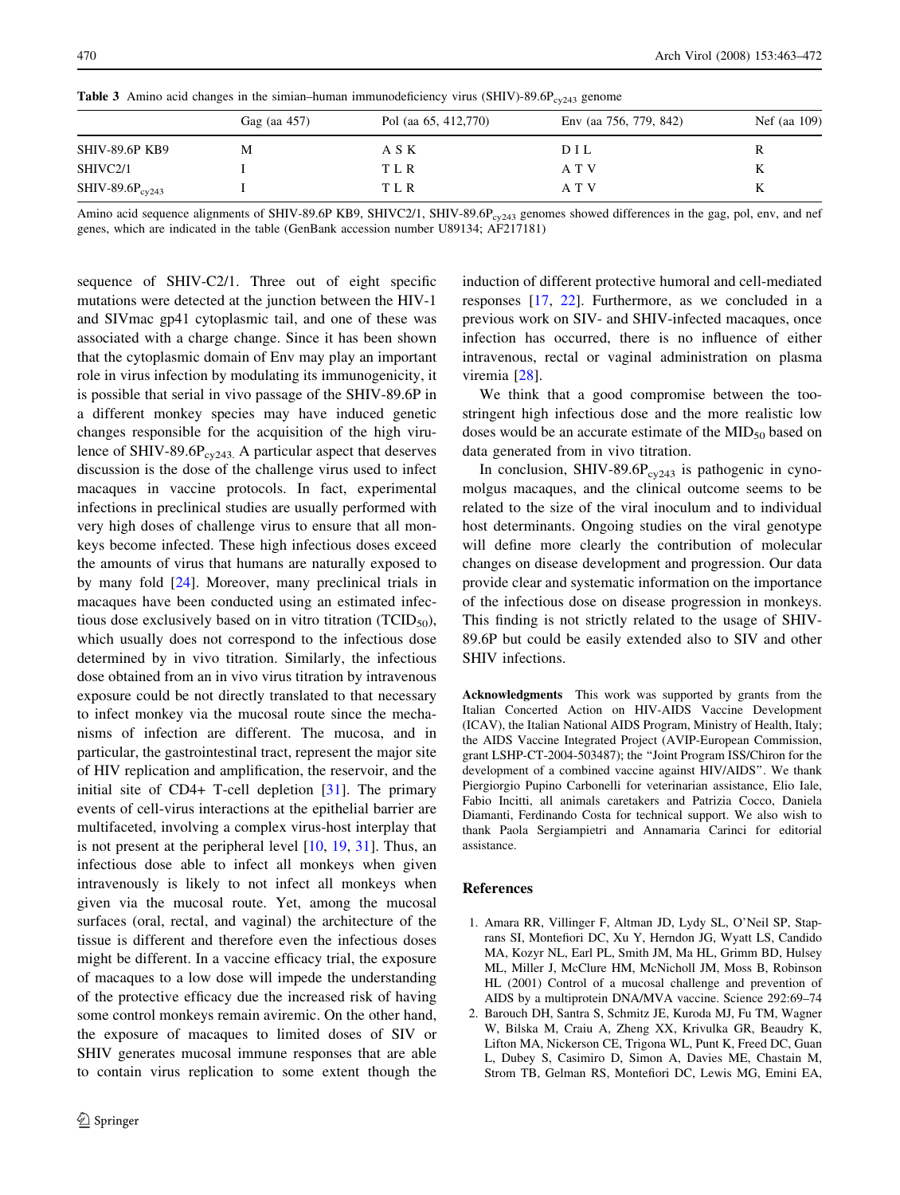**Table 3** Amino acid changes in the simian–human immunodeficiency virus (SHIV)-89.6$P_{cy243}$ genome

| | Gag (aa 457) | Pol (aa 65, 412,770) | Env (aa 756, 779, 842) | Nef (aa 109) |
|---|---|---|---|---|
| SHIV-89.6P KB9 | M | A S K | D I L | R |
| SHIVC2/1 | I | T L R | A T V | K |
| SHIV-89.6$P_{cy243}$ | I | T L R | A T V | K |

Amino acid sequence alignments of SHIV-89.6P KB9, SHIVC2/1, SHIV-89.6$P_{cy243}$ genomes showed differences in the gag, pol, env, and nef genes, which are indicated in the table (GenBank accession number U89134; AF217181)

sequence of SHIV-C2/1. Three out of eight specific mutations were detected at the junction between the HIV-1 and SIVmac gp41 cytoplasmic tail, and one of these was associated with a charge change. Since it has been shown that the cytoplasmic domain of Env may play an important role in virus infection by modulating its immunogenicity, it is possible that serial in vivo passage of the SHIV-89.6P in a different monkey species may have induced genetic changes responsible for the acquisition of the high virulence of SHIV-89.6$P_{cy243}$. A particular aspect that deserves discussion is the dose of the challenge virus used to infect macaques in vaccine protocols. In fact, experimental infections in preclinical studies are usually performed with very high doses of challenge virus to ensure that all monkeys become infected. These high infectious doses exceed the amounts of virus that humans are naturally exposed to by many fold [24]. Moreover, many preclinical trials in macaques have been conducted using an estimated infectious dose exclusively based on in vitro titration ($TCID_{50}$), which usually does not correspond to the infectious dose determined by in vivo titration. Similarly, the infectious dose obtained from an in vivo virus titration by intravenous exposure could be not directly translated to that necessary to infect monkey via the mucosal route since the mechanisms of infection are different. The mucosa, and in particular, the gastrointestinal tract, represent the major site of HIV replication and amplification, the reservoir, and the initial site of CD4+ T-cell depletion [31]. The primary events of cell-virus interactions at the epithelial barrier are multifaceted, involving a complex virus-host interplay that is not present at the peripheral level [10, 19, 31]. Thus, an infectious dose able to infect all monkeys when given intravenously is likely to not infect all monkeys when given via the mucosal route. Yet, among the mucosal surfaces (oral, rectal, and vaginal) the architecture of the tissue is different and therefore even the infectious doses might be different. In a vaccine efficacy trial, the exposure of macaques to a low dose will impede the understanding of the protective efficacy due the increased risk of having some control monkeys remain aviremic. On the other hand, the exposure of macaques to limited doses of SIV or SHIV generates mucosal immune responses that are able to contain virus replication to some extent though the induction of different protective humoral and cell-mediated responses [17, 22]. Furthermore, as we concluded in a previous work on SIV- and SHIV-infected macaques, once infection has occurred, there is no influence of either intravenous, rectal or vaginal administration on plasma viremia [28].

We think that a good compromise between the too-stringent high infectious dose and the more realistic low doses would be an accurate estimate of the $MID_{50}$ based on data generated from in vivo titration.

In conclusion, SHIV-89.6$P_{cy243}$ is pathogenic in cynomolgus macaques, and the clinical outcome seems to be related to the size of the viral inoculum and to individual host determinants. Ongoing studies on the viral genotype will define more clearly the contribution of molecular changes on disease development and progression. Our data provide clear and systematic information on the importance of the infectious dose on disease progression in monkeys. This finding is not strictly related to the usage of SHIV-89.6P but could be easily extended also to SIV and other SHIV infections.

**Acknowledgments** This work was supported by grants from the Italian Concerted Action on HIV-AIDS Vaccine Development (ICAV), the Italian National AIDS Program, Ministry of Health, Italy; the AIDS Vaccine Integrated Project (AVIP-European Commission, grant LSHP-CT-2004-503487); the "Joint Program ISS/Chiron for the development of a combined vaccine against HIV/AIDS". We thank Piergiorgio Pupino Carbonelli for veterinarian assistance, Elio Iale, Fabio Incitti, all animals caretakers and Patrizia Cocco, Daniela Diamanti, Ferdinando Costa for technical support. We also wish to thank Paola Sergiampietri and Annamaria Carinci for editorial assistance.

## References

1. Amara RR, Villinger F, Altman JD, Lydy SL, O'Neil SP, Staprans SI, Montefiori DC, Xu Y, Herndon JG, Wyatt LS, Candido MA, Kozyr NL, Earl PL, Smith JM, Ma HL, Grimm BD, Hulsey ML, Miller J, McClure HM, McNicholl JM, Moss B, Robinson HL (2001) Control of a mucosal challenge and prevention of AIDS by a multiprotein DNA/MVA vaccine. Science 292:69–74
2. Barouch DH, Santra S, Schmitz JE, Kuroda MJ, Fu TM, Wagner W, Bilska M, Craiu A, Zheng XX, Krivulka GR, Beaudry K, Lifton MA, Nickerson CE, Trigona WL, Punt K, Freed DC, Guan L, Dubey S, Casimiro D, Simon A, Davies ME, Chastain M, Strom TB, Gelman RS, Montefiori DC, Lewis MG, Emini EA,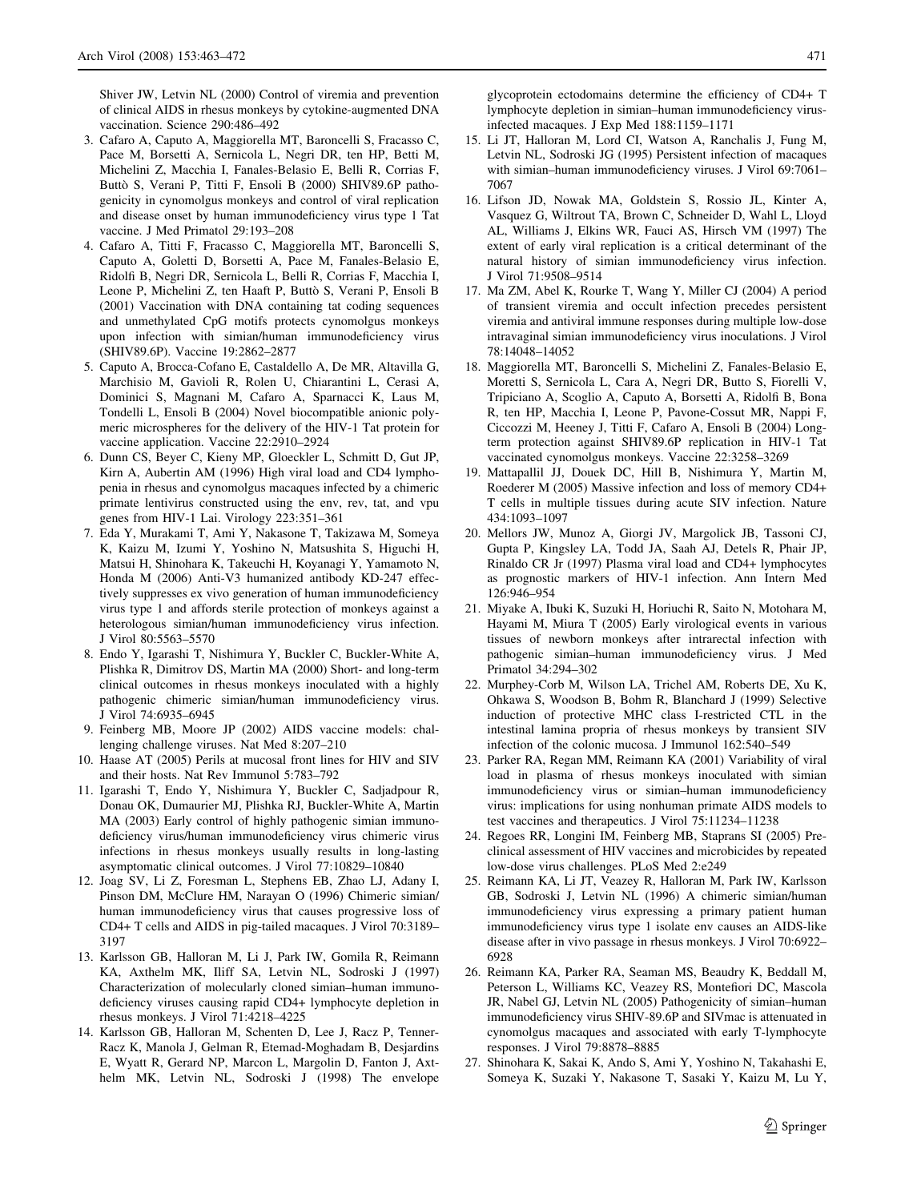Shiver JW, Letvin NL (2000) Control of viremia and prevention of clinical AIDS in rhesus monkeys by cytokine-augmented DNA vaccination. Science 290:486–492

3. Cafaro A, Caputo A, Maggiorella MT, Baroncelli S, Fracasso C, Pace M, Borsetti A, Sernicola L, Negri DR, ten HP, Betti M, Michelini Z, Macchia I, Fanales-Belasio E, Belli R, Corrias F, Buttò S, Verani P, Titti F, Ensoli B (2000) SHIV89.6P pathogenicity in cynomolgus monkeys and control of viral replication and disease onset by human immunodeficiency virus type 1 Tat vaccine. J Med Primatol 29:193–208
4. Cafaro A, Titti F, Fracasso C, Maggiorella MT, Baroncelli S, Caputo A, Goletti D, Borsetti A, Pace M, Fanales-Belasio E, Ridolfi B, Negri DR, Sernicola L, Belli R, Corrias F, Macchia I, Leone P, Michelini Z, ten Haaft P, Buttò S, Verani P, Ensoli B (2001) Vaccination with DNA containing tat coding sequences and unmethylated CpG motifs protects cynomolgus monkeys upon infection with simian/human immunodeficiency virus (SHIV89.6P). Vaccine 19:2862–2877
5. Caputo A, Brocca-Cofano E, Castaldello A, De MR, Altavilla G, Marchisio M, Gavioli R, Rolen U, Chiarantini L, Cerasi A, Dominici S, Magnani M, Cafaro A, Sparnacci K, Laus M, Tondelli L, Ensoli B (2004) Novel biocompatible anionic polymeric microspheres for the delivery of the HIV-1 Tat protein for vaccine application. Vaccine 22:2910–2924
6. Dunn CS, Beyer C, Kieny MP, Gloeckler L, Schmitt D, Gut JP, Kirn A, Aubertin AM (1996) High viral load and CD4 lymphopenia in rhesus and cynomolgus macaques infected by a chimeric primate lentivirus constructed using the env, rev, tat, and vpu genes from HIV-1 Lai. Virology 223:351–361
7. Eda Y, Murakami T, Ami Y, Nakasone T, Takizawa M, Someya K, Kaizu M, Izumi Y, Yoshino N, Matsushita S, Higuchi H, Matsui H, Shinohara K, Takeuchi H, Koyanagi Y, Yamamoto N, Honda M (2006) Anti-V3 humanized antibody KD-247 effectively suppresses ex vivo generation of human immunodeficiency virus type 1 and affords sterile protection of monkeys against a heterologous simian/human immunodeficiency virus infection. J Virol 80:5563–5570
8. Endo Y, Igarashi T, Nishimura Y, Buckler C, Buckler-White A, Plishka R, Dimitrov DS, Martin MA (2000) Short- and long-term clinical outcomes in rhesus monkeys inoculated with a highly pathogenic chimeric simian/human immunodeficiency virus. J Virol 74:6935–6945
9. Feinberg MB, Moore JP (2002) AIDS vaccine models: challenging challenge viruses. Nat Med 8:207–210
10. Haase AT (2005) Perils at mucosal front lines for HIV and SIV and their hosts. Nat Rev Immunol 5:783–792
11. Igarashi T, Endo Y, Nishimura Y, Buckler C, Sadjadpour R, Donau OK, Dumaurier MJ, Plishka RJ, Buckler-White A, Martin MA (2003) Early control of highly pathogenic simian immunodeficiency virus/human immunodeficiency virus chimeric virus infections in rhesus monkeys usually results in long-lasting asymptomatic clinical outcomes. J Virol 77:10829–10840
12. Joag SV, Li Z, Foresman L, Stephens EB, Zhao LJ, Adany I, Pinson DM, McClure HM, Narayan O (1996) Chimeric simian/human immunodeficiency virus that causes progressive loss of CD4+ T cells and AIDS in pig-tailed macaques. J Virol 70:3189–3197
13. Karlsson GB, Halloran M, Li J, Park IW, Gomila R, Reimann KA, Axthelm MK, Iliff SA, Letvin NL, Sodroski J (1997) Characterization of molecularly cloned simian–human immunodeficiency viruses causing rapid CD4+ lymphocyte depletion in rhesus monkeys. J Virol 71:4218–4225
14. Karlsson GB, Halloran M, Schenten D, Lee J, Racz P, Tenner-Racz K, Manola J, Gelman R, Etemad-Moghadam B, Desjardins E, Wyatt R, Gerard NP, Marcon L, Margolin D, Fanton J, Axthelm MK, Letvin NL, Sodroski J (1998) The envelope glycoprotein ectodomains determine the efficiency of CD4+ T lymphocyte depletion in simian–human immunodeficiency virus-infected macaques. J Exp Med 188:1159–1171
15. Li JT, Halloran M, Lord CI, Watson A, Ranchalis J, Fung M, Letvin NL, Sodroski JG (1995) Persistent infection of macaques with simian–human immunodeficiency viruses. J Virol 69:7061–7067
16. Lifson JD, Nowak MA, Goldstein S, Rossio JL, Kinter A, Vasquez G, Wiltrout TA, Brown C, Schneider D, Wahl L, Lloyd AL, Williams J, Elkins WR, Fauci AS, Hirsch VM (1997) The extent of early viral replication is a critical determinant of the natural history of simian immunodeficiency virus infection. J Virol 71:9508–9514
17. Ma ZM, Abel K, Rourke T, Wang Y, Miller CJ (2004) A period of transient viremia and occult infection precedes persistent viremia and antiviral immune responses during multiple low-dose intravaginal simian immunodeficiency virus inoculations. J Virol 78:14048–14052
18. Maggiorella MT, Baroncelli S, Michelini Z, Fanales-Belasio E, Moretti S, Sernicola L, Cara A, Negri DR, Butto S, Fiorelli V, Tripiciano A, Scoglio A, Caputo A, Borsetti A, Ridolfi B, Bona R, ten HP, Macchia I, Leone P, Pavone-Cossut MR, Nappi F, Ciccozzi M, Heeney J, Titti F, Cafaro A, Ensoli B (2004) Long-term protection against SHIV89.6P replication in HIV-1 Tat vaccinated cynomolgus monkeys. Vaccine 22:3258–3269
19. Mattapallil JJ, Douek DC, Hill B, Nishimura Y, Martin M, Roederer M (2005) Massive infection and loss of memory CD4+ T cells in multiple tissues during acute SIV infection. Nature 434:1093–1097
20. Mellors JW, Munoz A, Giorgi JV, Margolick JB, Tassoni CJ, Gupta P, Kingsley LA, Todd JA, Saah AJ, Detels R, Phair JP, Rinaldo CR Jr (1997) Plasma viral load and CD4+ lymphocytes as prognostic markers of HIV-1 infection. Ann Intern Med 126:946–954
21. Miyake A, Ibuki K, Suzuki H, Horiuchi R, Saito N, Motohara M, Hayami M, Miura T (2005) Early virological events in various tissues of newborn monkeys after intrarectal infection with pathogenic simian–human immunodeficiency virus. J Med Primatol 34:294–302
22. Murphey-Corb M, Wilson LA, Trichel AM, Roberts DE, Xu K, Ohkawa S, Woodson B, Bohm R, Blanchard J (1999) Selective induction of protective MHC class I-restricted CTL in the intestinal lamina propria of rhesus monkeys by transient SIV infection of the colonic mucosa. J Immunol 162:540–549
23. Parker RA, Regan MM, Reimann KA (2001) Variability of viral load in plasma of rhesus monkeys inoculated with simian immunodeficiency virus or simian–human immunodeficiency virus: implications for using nonhuman primate AIDS models to test vaccines and therapeutics. J Virol 75:11234–11238
24. Regoes RR, Longini IM, Feinberg MB, Staprans SI (2005) Preclinical assessment of HIV vaccines and microbicides by repeated low-dose virus challenges. PLoS Med 2:e249
25. Reimann KA, Li JT, Veazey R, Halloran M, Park IW, Karlsson GB, Sodroski J, Letvin NL (1996) A chimeric simian/human immunodeficiency virus expressing a primary patient human immunodeficiency virus type 1 isolate env causes an AIDS-like disease after in vivo passage in rhesus monkeys. J Virol 70:6922–6928
26. Reimann KA, Parker RA, Seaman MS, Beaudry K, Beddall M, Peterson L, Williams KC, Veazey RS, Montefiori DC, Mascola JR, Nabel GJ, Letvin NL (2005) Pathogenicity of simian–human immunodeficiency virus SHIV-89.6P and SIVmac is attenuated in cynomolgus macaques and associated with early T-lymphocyte responses. J Virol 79:8878–8885
27. Shinohara K, Sakai K, Ando S, Ami Y, Yoshino N, Takahashi E, Someya K, Suzaki Y, Nakasone T, Sasaki Y, Kaizu M, Lu Y,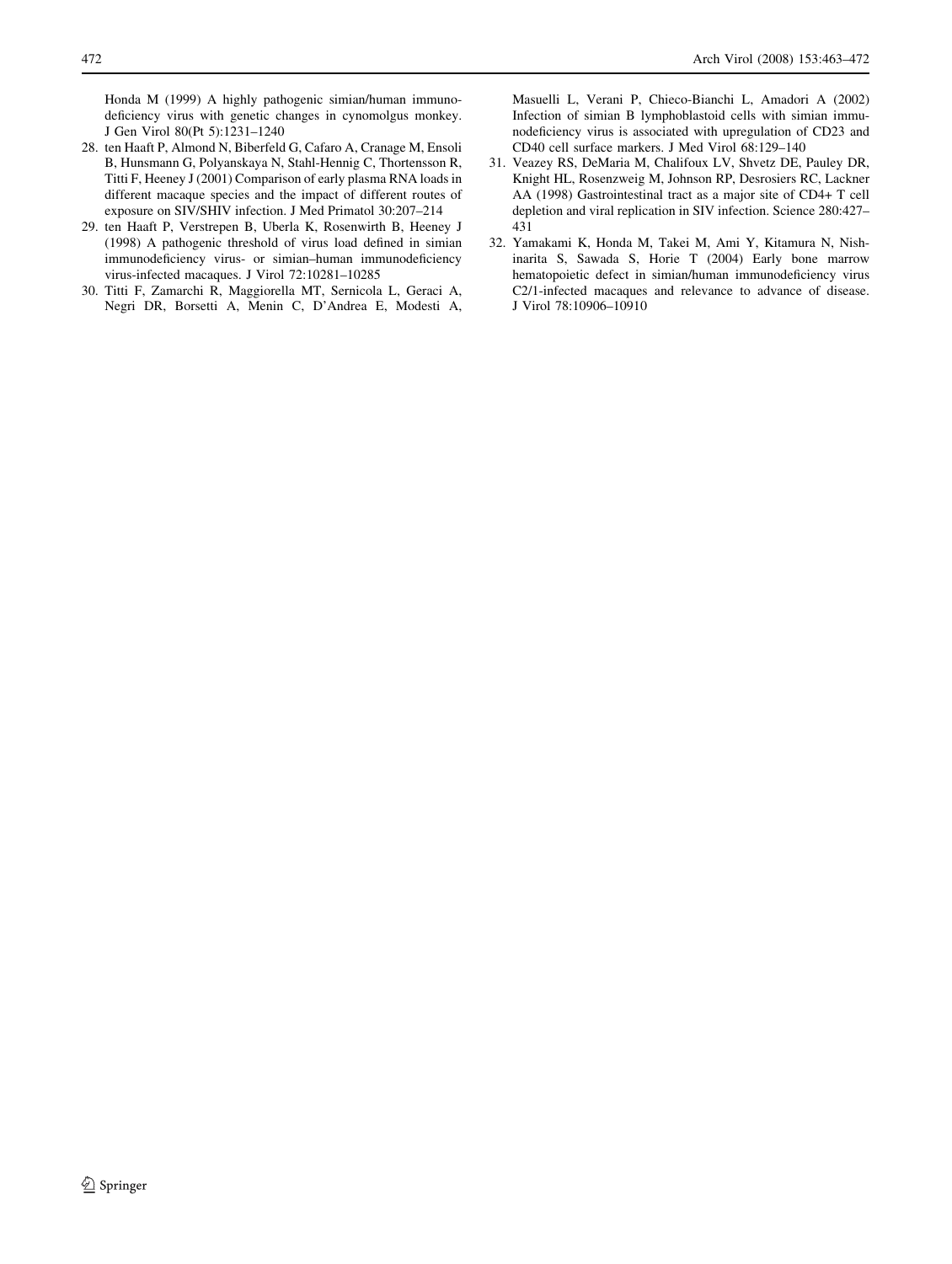Honda M (1999) A highly pathogenic simian/human immunodeficiency virus with genetic changes in cynomolgus monkey. J Gen Virol 80(Pt 5):1231–1240

28. ten Haaft P, Almond N, Biberfeld G, Cafaro A, Cranage M, Ensoli B, Hunsmann G, Polyanskaya N, Stahl-Hennig C, Thortensson R, Titti F, Heeney J (2001) Comparison of early plasma RNA loads in different macaque species and the impact of different routes of exposure on SIV/SHIV infection. J Med Primatol 30:207–214
29. ten Haaft P, Verstrepen B, Uberla K, Rosenwirth B, Heeney J (1998) A pathogenic threshold of virus load defined in simian immunodeficiency virus- or simian–human immunodeficiency virus-infected macaques. J Virol 72:10281–10285
30. Titti F, Zamarchi R, Maggiorella MT, Sernicola L, Geraci A, Negri DR, Borsetti A, Menin C, D'Andrea E, Modesti A, Masuelli L, Verani P, Chieco-Bianchi L, Amadori A (2002) Infection of simian B lymphoblastoid cells with simian immunodeficiency virus is associated with upregulation of CD23 and CD40 cell surface markers. J Med Virol 68:129–140
31. Veazey RS, DeMaria M, Chalifoux LV, Shvetz DE, Pauley DR, Knight HL, Rosenzweig M, Johnson RP, Desrosiers RC, Lackner AA (1998) Gastrointestinal tract as a major site of CD4+ T cell depletion and viral replication in SIV infection. Science 280:427–431
32. Yamakami K, Honda M, Takei M, Ami Y, Kitamura N, Nishinarita S, Sawada S, Horie T (2004) Early bone marrow hematopoietic defect in simian/human immunodeficiency virus C2/1-infected macaques and relevance to advance of disease. J Virol 78:10906–10910